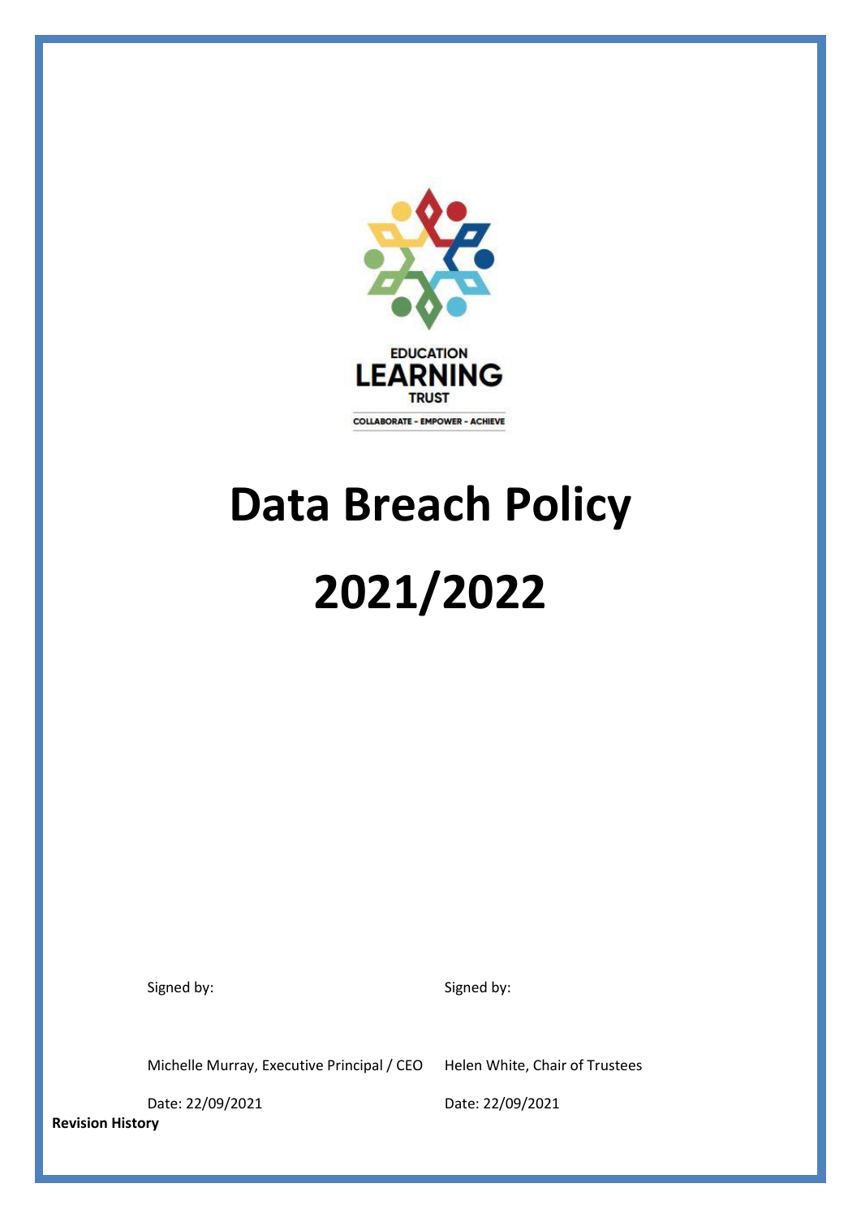EDUCATION
LEARNING
TRUST

COLLABORATE - EMPOWER - ACHIEVE

# Data Breach Policy

# 2021/2022

| Signed by: | Signed by: |
|---|---|
| Michelle Murray, Executive Principal / CEO | Helen White, Chair of Trustees |
| Date: 22/09/2021 | Date: 22/09/2021 |

**Revision History**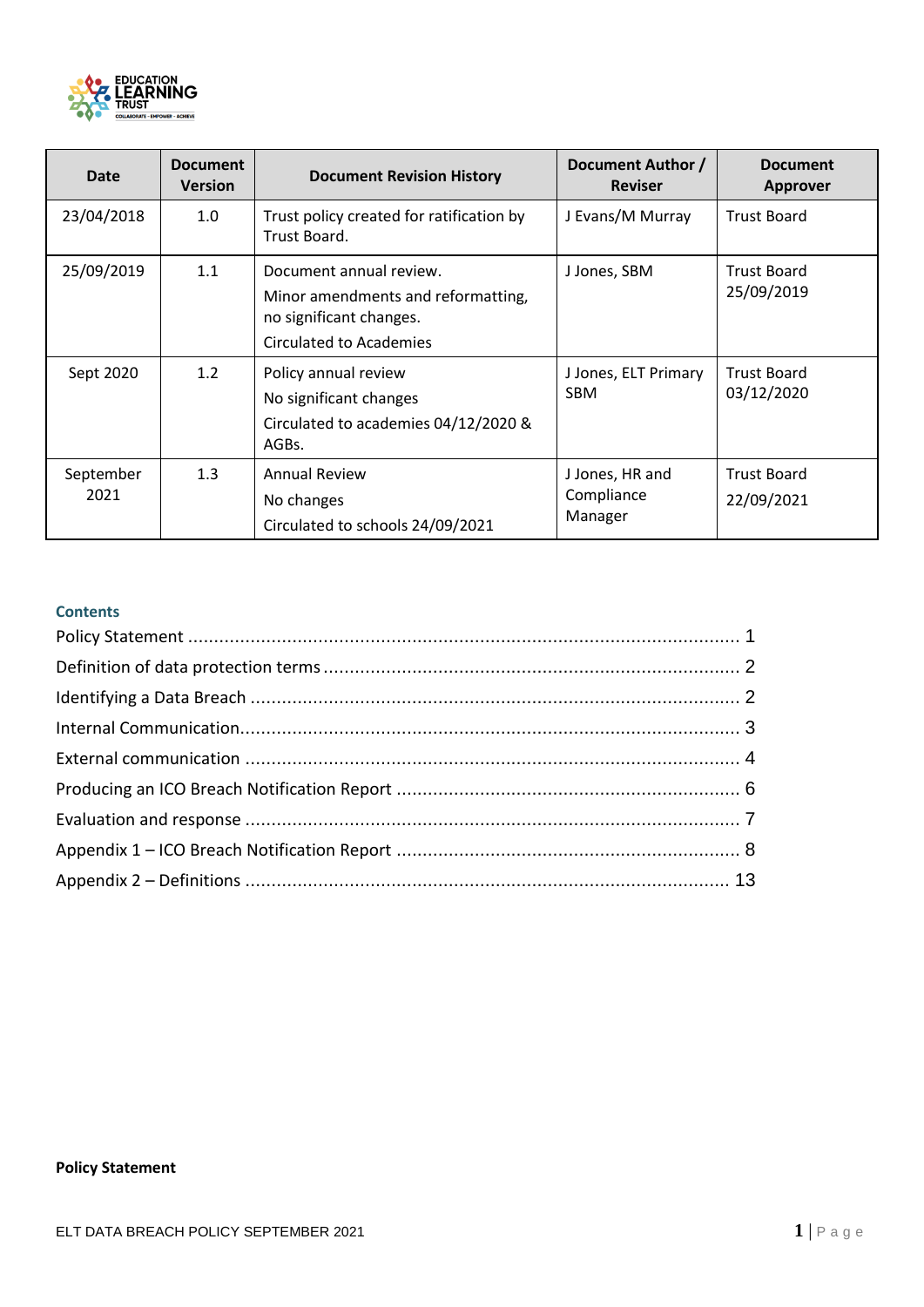| Date | Document Version | Document Revision History | Document Author / Reviser | Document Approver |
|---|---|---|---|---|
| 23/04/2018 | 1.0 | Trust policy created for ratification by Trust Board. | J Evans/M Murray | Trust Board |
| 25/09/2019 | 1.1 | Document annual review. Minor amendments and reformatting, no significant changes. Circulated to Academies | J Jones, SBM | Trust Board 25/09/2019 |
| Sept 2020 | 1.2 | Policy annual review No significant changes Circulated to academies 04/12/2020 & AGBs. | J Jones, ELT Primary SBM | Trust Board 03/12/2020 |
| September 2021 | 1.3 | Annual Review No changes Circulated to schools 24/09/2021 | J Jones, HR and Compliance Manager | Trust Board 22/09/2021 |

## Contents

Policy Statement ........................................................................................................ 1
Definition of data protection terms ............................................................................... 2
Identifying a Data Breach ............................................................................................ 2
Internal Communication............................................................................................... 3
External communication .............................................................................................. 4
Producing an ICO Breach Notification Report ............................................................... 6
Evaluation and response ............................................................................................. 7
Appendix 1 – ICO Breach Notification Report ................................................................ 8
Appendix 2 – Definitions ........................................................................................... 13

**Policy Statement**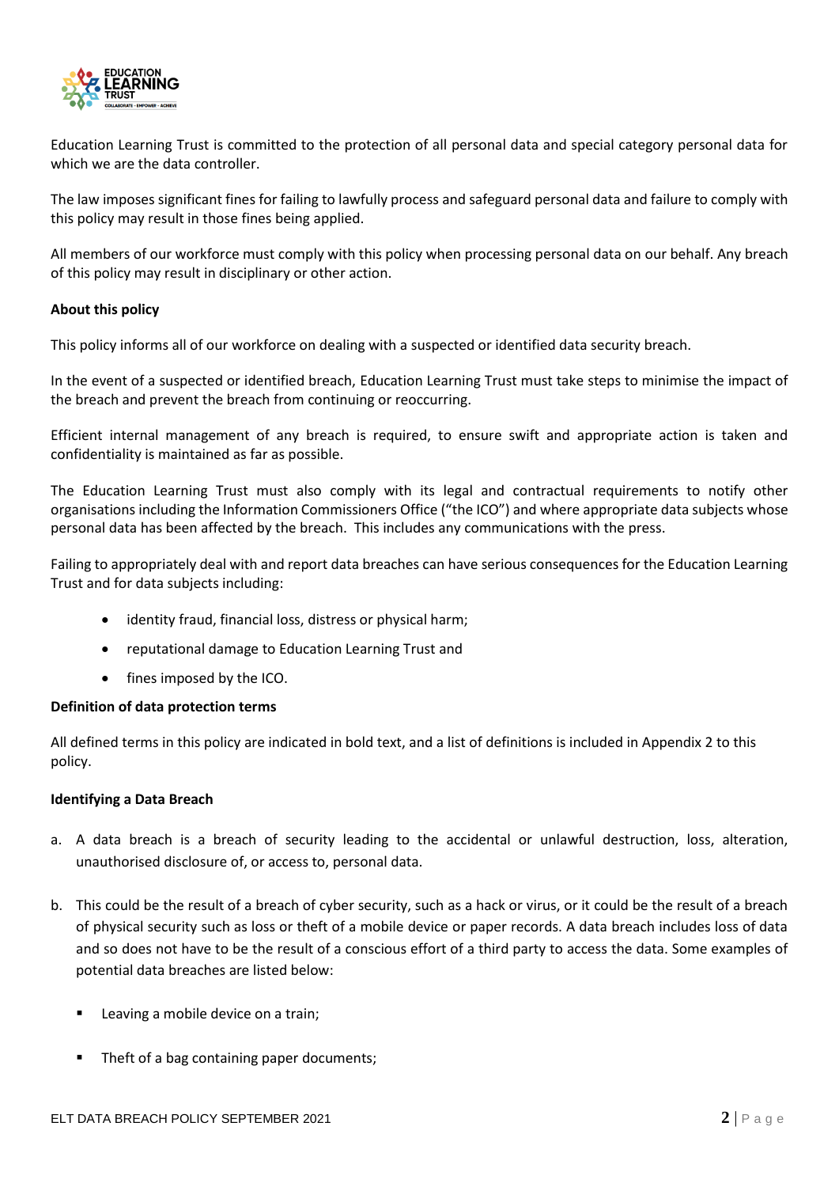Education Learning Trust is committed to the protection of all personal data and special category personal data for which we are the data controller.

The law imposes significant fines for failing to lawfully process and safeguard personal data and failure to comply with this policy may result in those fines being applied.

All members of our workforce must comply with this policy when processing personal data on our behalf. Any breach of this policy may result in disciplinary or other action.

**About this policy**

This policy informs all of our workforce on dealing with a suspected or identified data security breach.

In the event of a suspected or identified breach, Education Learning Trust must take steps to minimise the impact of the breach and prevent the breach from continuing or reoccurring.

Efficient internal management of any breach is required, to ensure swift and appropriate action is taken and confidentiality is maintained as far as possible.

The Education Learning Trust must also comply with its legal and contractual requirements to notify other organisations including the Information Commissioners Office ("the ICO") and where appropriate data subjects whose personal data has been affected by the breach. This includes any communications with the press.

Failing to appropriately deal with and report data breaches can have serious consequences for the Education Learning Trust and for data subjects including:

- identity fraud, financial loss, distress or physical harm;
- reputational damage to Education Learning Trust and
- fines imposed by the ICO.

**Definition of data protection terms**

All defined terms in this policy are indicated in bold text, and a list of definitions is included in Appendix 2 to this policy.

**Identifying a Data Breach**

a. A data breach is a breach of security leading to the accidental or unlawful destruction, loss, alteration, unauthorised disclosure of, or access to, personal data.

b. This could be the result of a breach of cyber security, such as a hack or virus, or it could be the result of a breach of physical security such as loss or theft of a mobile device or paper records. A data breach includes loss of data and so does not have to be the result of a conscious effort of a third party to access the data. Some examples of potential data breaches are listed below:

   - Leaving a mobile device on a train;
   - Theft of a bag containing paper documents;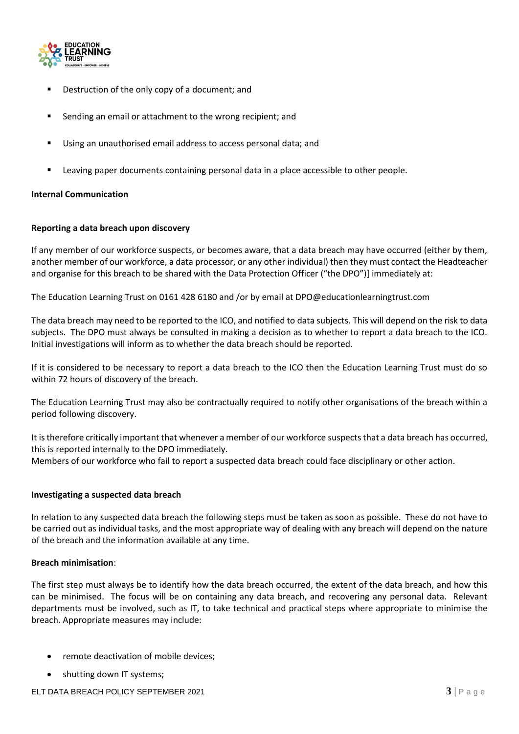- Destruction of the only copy of a document; and
- Sending an email or attachment to the wrong recipient; and
- Using an unauthorised email address to access personal data; and
- Leaving paper documents containing personal data in a place accessible to other people.

**Internal Communication**

**Reporting a data breach upon discovery**

If any member of our workforce suspects, or becomes aware, that a data breach may have occurred (either by them, another member of our workforce, a data processor, or any other individual) then they must contact the Headteacher and organise for this breach to be shared with the Data Protection Officer ("the DPO")] immediately at:

The Education Learning Trust on 0161 428 6180 and /or by email at DPO@educationlearningtrust.com

The data breach may need to be reported to the ICO, and notified to data subjects. This will depend on the risk to data subjects. The DPO must always be consulted in making a decision as to whether to report a data breach to the ICO. Initial investigations will inform as to whether the data breach should be reported.

If it is considered to be necessary to report a data breach to the ICO then the Education Learning Trust must do so within 72 hours of discovery of the breach.

The Education Learning Trust may also be contractually required to notify other organisations of the breach within a period following discovery.

It is therefore critically important that whenever a member of our workforce suspects that a data breach has occurred, this is reported internally to the DPO immediately.
Members of our workforce who fail to report a suspected data breach could face disciplinary or other action.

**Investigating a suspected data breach**

In relation to any suspected data breach the following steps must be taken as soon as possible. These do not have to be carried out as individual tasks, and the most appropriate way of dealing with any breach will depend on the nature of the breach and the information available at any time.

**Breach minimisation**:

The first step must always be to identify how the data breach occurred, the extent of the data breach, and how this can be minimised. The focus will be on containing any data breach, and recovering any personal data. Relevant departments must be involved, such as IT, to take technical and practical steps where appropriate to minimise the breach. Appropriate measures may include:

- remote deactivation of mobile devices;
- shutting down IT systems;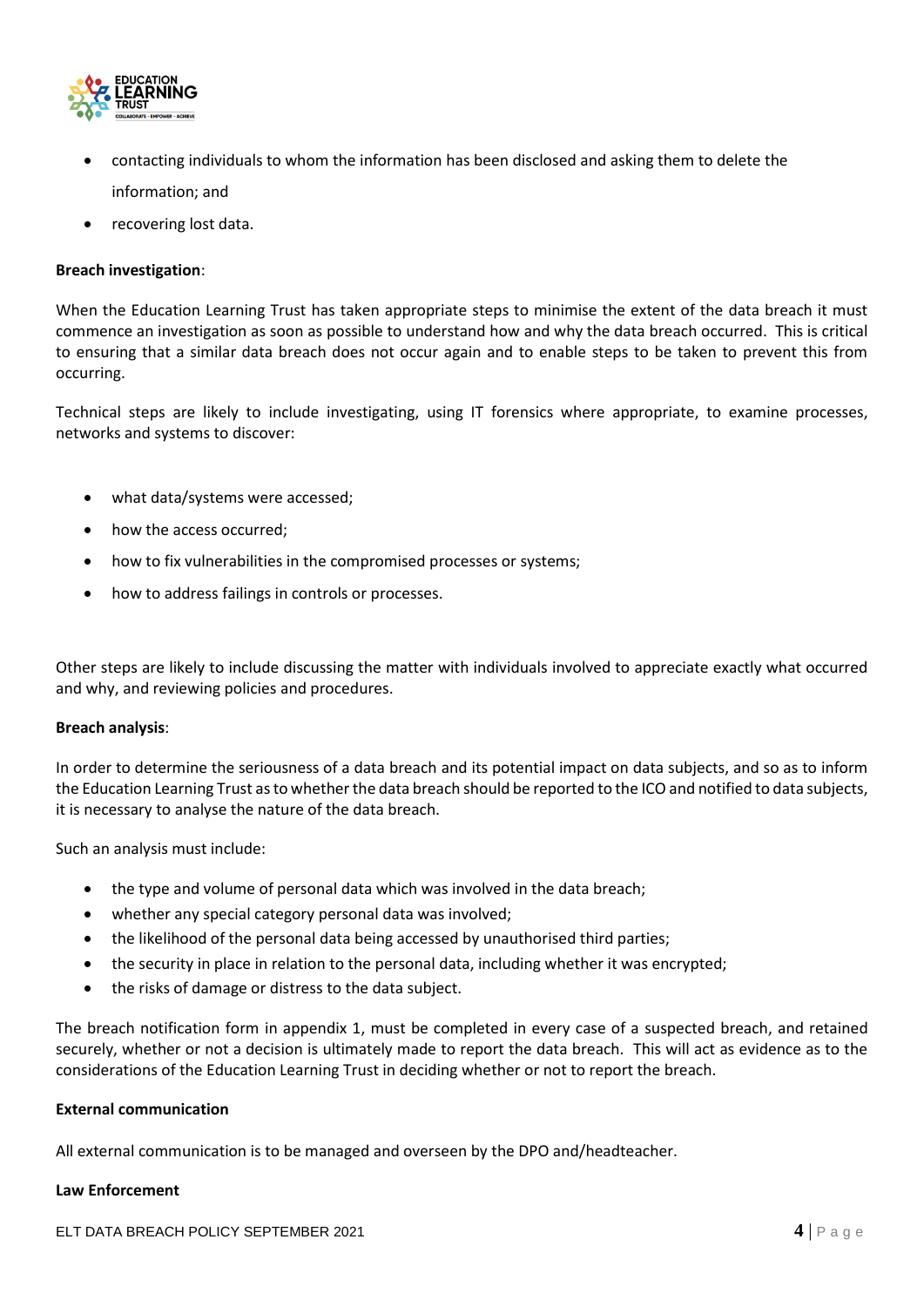- contacting individuals to whom the information has been disclosed and asking them to delete the information; and
- recovering lost data.

**Breach investigation**:

When the Education Learning Trust has taken appropriate steps to minimise the extent of the data breach it must commence an investigation as soon as possible to understand how and why the data breach occurred. This is critical to ensuring that a similar data breach does not occur again and to enable steps to be taken to prevent this from occurring.

Technical steps are likely to include investigating, using IT forensics where appropriate, to examine processes, networks and systems to discover:

- what data/systems were accessed;
- how the access occurred;
- how to fix vulnerabilities in the compromised processes or systems;
- how to address failings in controls or processes.

Other steps are likely to include discussing the matter with individuals involved to appreciate exactly what occurred and why, and reviewing policies and procedures.

**Breach analysis**:

In order to determine the seriousness of a data breach and its potential impact on data subjects, and so as to inform the Education Learning Trust as to whether the data breach should be reported to the ICO and notified to data subjects, it is necessary to analyse the nature of the data breach.

Such an analysis must include:

- the type and volume of personal data which was involved in the data breach;
- whether any special category personal data was involved;
- the likelihood of the personal data being accessed by unauthorised third parties;
- the security in place in relation to the personal data, including whether it was encrypted;
- the risks of damage or distress to the data subject.

The breach notification form in appendix 1, must be completed in every case of a suspected breach, and retained securely, whether or not a decision is ultimately made to report the data breach. This will act as evidence as to the considerations of the Education Learning Trust in deciding whether or not to report the breach.

**External communication**

All external communication is to be managed and overseen by the DPO and/headteacher.

**Law Enforcement**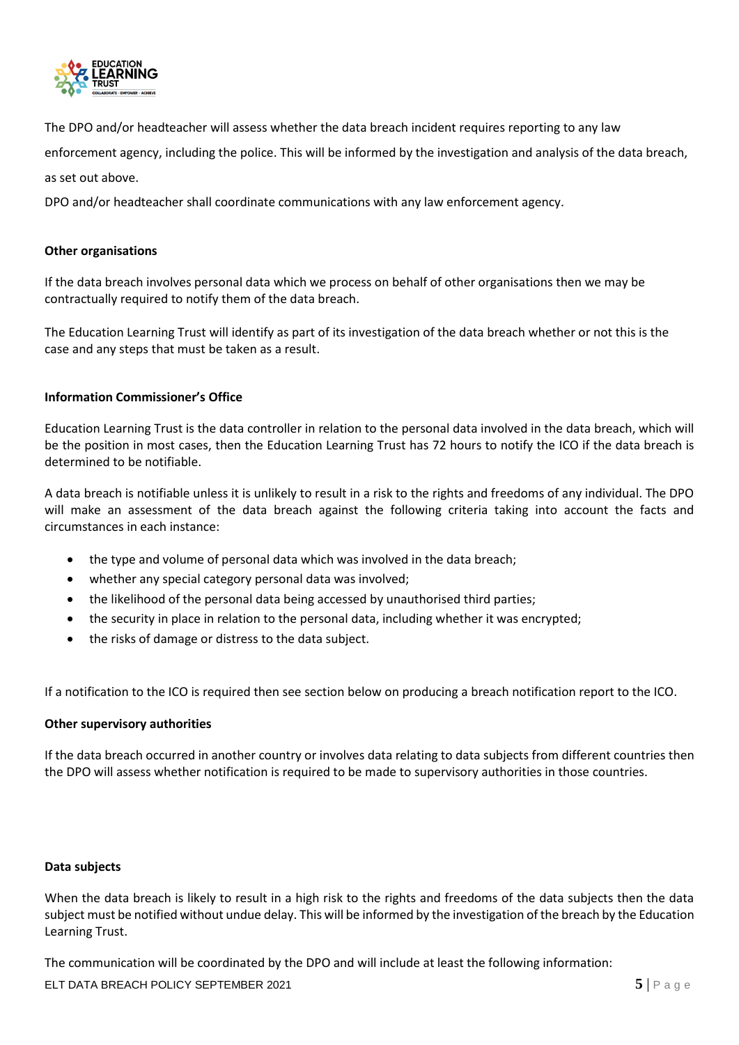The DPO and/or headteacher will assess whether the data breach incident requires reporting to any law enforcement agency, including the police. This will be informed by the investigation and analysis of the data breach, as set out above.

DPO and/or headteacher shall coordinate communications with any law enforcement agency.

**Other organisations**

If the data breach involves personal data which we process on behalf of other organisations then we may be contractually required to notify them of the data breach.

The Education Learning Trust will identify as part of its investigation of the data breach whether or not this is the case and any steps that must be taken as a result.

**Information Commissioner's Office**

Education Learning Trust is the data controller in relation to the personal data involved in the data breach, which will be the position in most cases, then the Education Learning Trust has 72 hours to notify the ICO if the data breach is determined to be notifiable.

A data breach is notifiable unless it is unlikely to result in a risk to the rights and freedoms of any individual. The DPO will make an assessment of the data breach against the following criteria taking into account the facts and circumstances in each instance:

- the type and volume of personal data which was involved in the data breach;
- whether any special category personal data was involved;
- the likelihood of the personal data being accessed by unauthorised third parties;
- the security in place in relation to the personal data, including whether it was encrypted;
- the risks of damage or distress to the data subject.

If a notification to the ICO is required then see section below on producing a breach notification report to the ICO.

**Other supervisory authorities**

If the data breach occurred in another country or involves data relating to data subjects from different countries then the DPO will assess whether notification is required to be made to supervisory authorities in those countries.

**Data subjects**

When the data breach is likely to result in a high risk to the rights and freedoms of the data subjects then the data subject must be notified without undue delay. This will be informed by the investigation of the breach by the Education Learning Trust.

The communication will be coordinated by the DPO and will include at least the following information: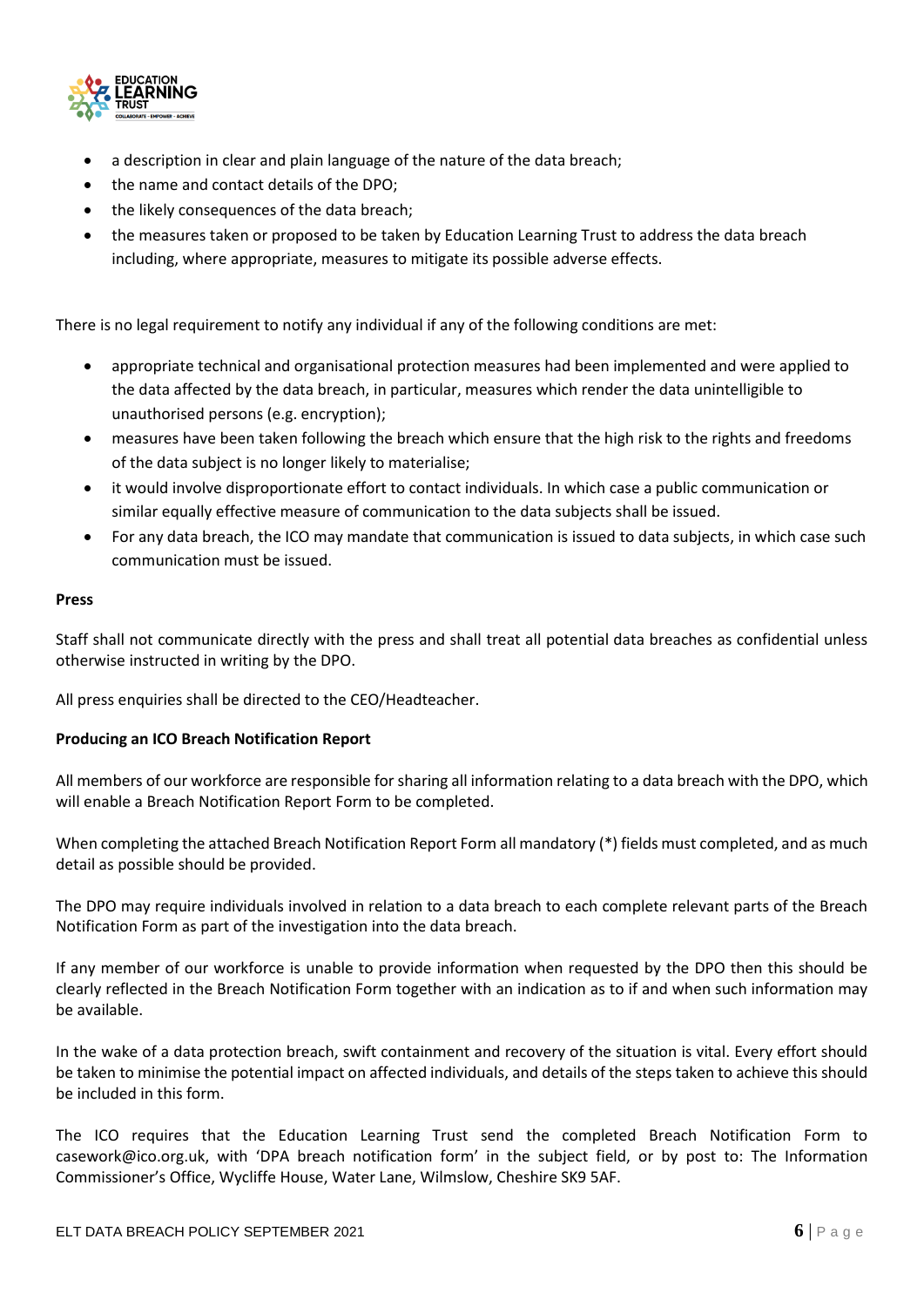- a description in clear and plain language of the nature of the data breach;
- the name and contact details of the DPO;
- the likely consequences of the data breach;
- the measures taken or proposed to be taken by Education Learning Trust to address the data breach including, where appropriate, measures to mitigate its possible adverse effects.

There is no legal requirement to notify any individual if any of the following conditions are met:

- appropriate technical and organisational protection measures had been implemented and were applied to the data affected by the data breach, in particular, measures which render the data unintelligible to unauthorised persons (e.g. encryption);
- measures have been taken following the breach which ensure that the high risk to the rights and freedoms of the data subject is no longer likely to materialise;
- it would involve disproportionate effort to contact individuals. In which case a public communication or similar equally effective measure of communication to the data subjects shall be issued.
- For any data breach, the ICO may mandate that communication is issued to data subjects, in which case such communication must be issued.

**Press**

Staff shall not communicate directly with the press and shall treat all potential data breaches as confidential unless otherwise instructed in writing by the DPO.

All press enquiries shall be directed to the CEO/Headteacher.

**Producing an ICO Breach Notification Report**

All members of our workforce are responsible for sharing all information relating to a data breach with the DPO, which will enable a Breach Notification Report Form to be completed.

When completing the attached Breach Notification Report Form all mandatory (*) fields must completed, and as much detail as possible should be provided.

The DPO may require individuals involved in relation to a data breach to each complete relevant parts of the Breach Notification Form as part of the investigation into the data breach.

If any member of our workforce is unable to provide information when requested by the DPO then this should be clearly reflected in the Breach Notification Form together with an indication as to if and when such information may be available.

In the wake of a data protection breach, swift containment and recovery of the situation is vital. Every effort should be taken to minimise the potential impact on affected individuals, and details of the steps taken to achieve this should be included in this form.

The ICO requires that the Education Learning Trust send the completed Breach Notification Form to casework@ico.org.uk, with 'DPA breach notification form' in the subject field, or by post to: The Information Commissioner's Office, Wycliffe House, Water Lane, Wilmslow, Cheshire SK9 5AF.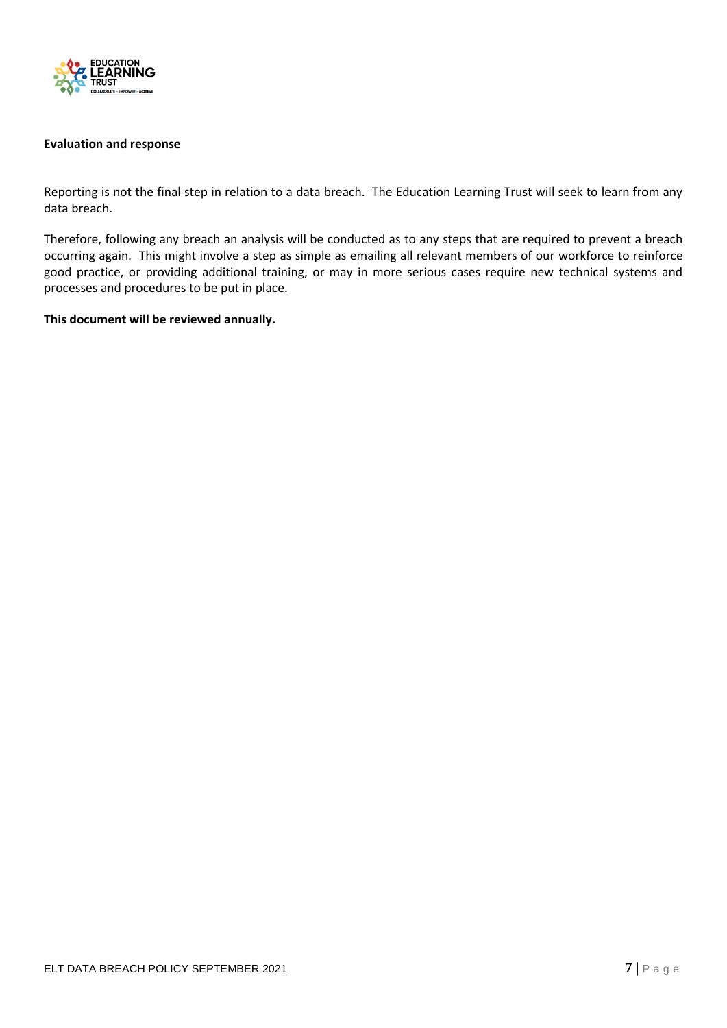**Evaluation and response**

Reporting is not the final step in relation to a data breach. The Education Learning Trust will seek to learn from any data breach.

Therefore, following any breach an analysis will be conducted as to any steps that are required to prevent a breach occurring again. This might involve a step as simple as emailing all relevant members of our workforce to reinforce good practice, or providing additional training, or may in more serious cases require new technical systems and processes and procedures to be put in place.

**This document will be reviewed annually.**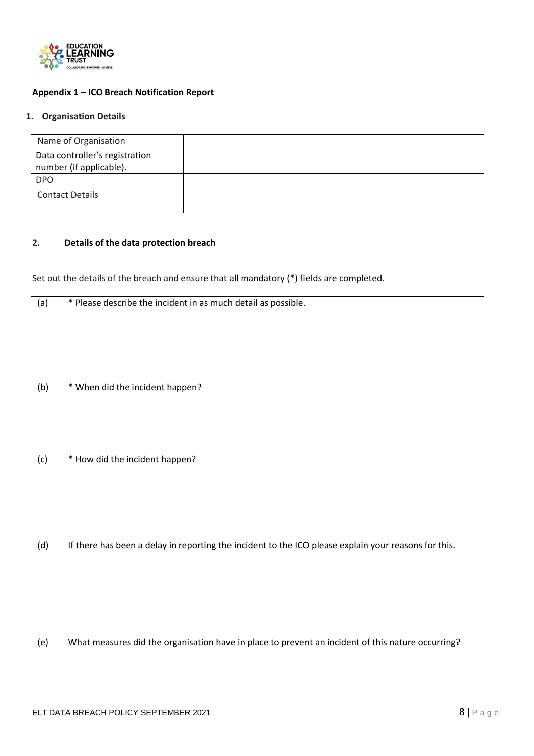**Appendix 1 – ICO Breach Notification Report**

1. **Organisation Details**

| Name of Organisation | |
|---|---|
| Data controller's registration number (if applicable). | |
| DPO | |
| Contact Details | |

2. **Details of the data protection breach**

Set out the details of the breach and ensure that all mandatory (*) fields are completed.

(a) * Please describe the incident in as much detail as possible.

(b) * When did the incident happen?

(c) * How did the incident happen?

(d) If there has been a delay in reporting the incident to the ICO please explain your reasons for this.

(e) What measures did the organisation have in place to prevent an incident of this nature occurring?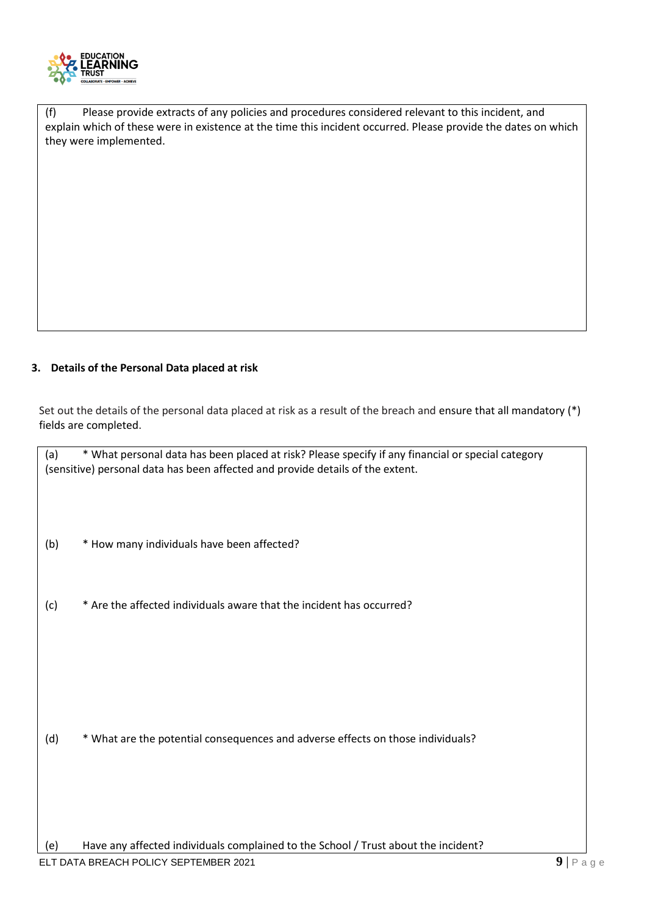(f) Please provide extracts of any policies and procedures considered relevant to this incident, and explain which of these were in existence at the time this incident occurred. Please provide the dates on which they were implemented.

### 3. Details of the Personal Data placed at risk

Set out the details of the personal data placed at risk as a result of the breach and ensure that all mandatory (*) fields are completed.

(a) * What personal data has been placed at risk? Please specify if any financial or special category (sensitive) personal data has been affected and provide details of the extent.

(b) * How many individuals have been affected?

(c) * Are the affected individuals aware that the incident has occurred?

(d) * What are the potential consequences and adverse effects on those individuals?

(e) Have any affected individuals complained to the School / Trust about the incident?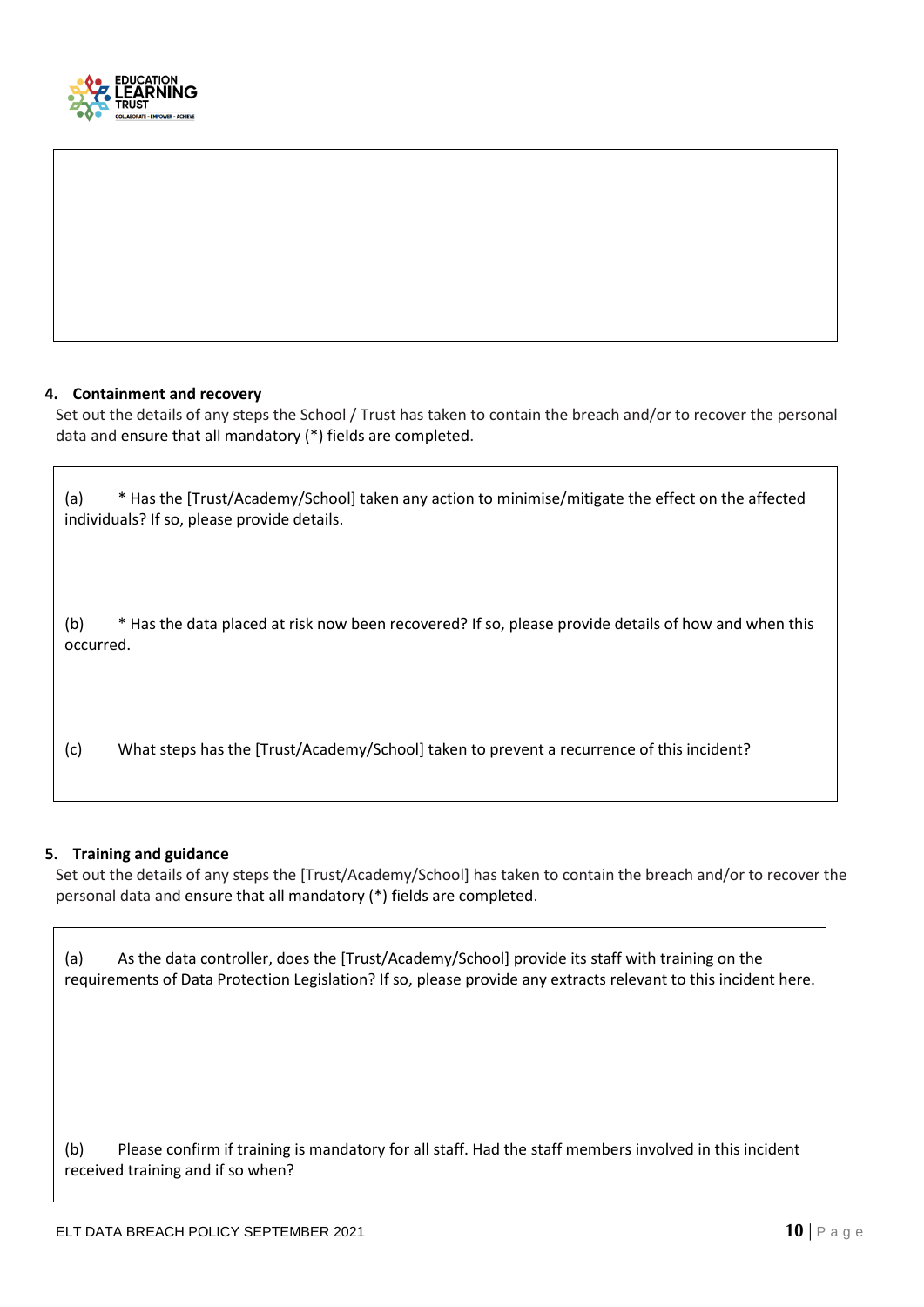## 4. Containment and recovery

Set out the details of any steps the School / Trust has taken to contain the breach and/or to recover the personal data and ensure that all mandatory (*) fields are completed.

(a) * Has the [Trust/Academy/School] taken any action to minimise/mitigate the effect on the affected individuals? If so, please provide details.

(b) * Has the data placed at risk now been recovered? If so, please provide details of how and when this occurred.

(c) What steps has the [Trust/Academy/School] taken to prevent a recurrence of this incident?

## 5. Training and guidance

Set out the details of any steps the [Trust/Academy/School] has taken to contain the breach and/or to recover the personal data and ensure that all mandatory (*) fields are completed.

(a) As the data controller, does the [Trust/Academy/School] provide its staff with training on the requirements of Data Protection Legislation? If so, please provide any extracts relevant to this incident here.

(b) Please confirm if training is mandatory for all staff. Had the staff members involved in this incident received training and if so when?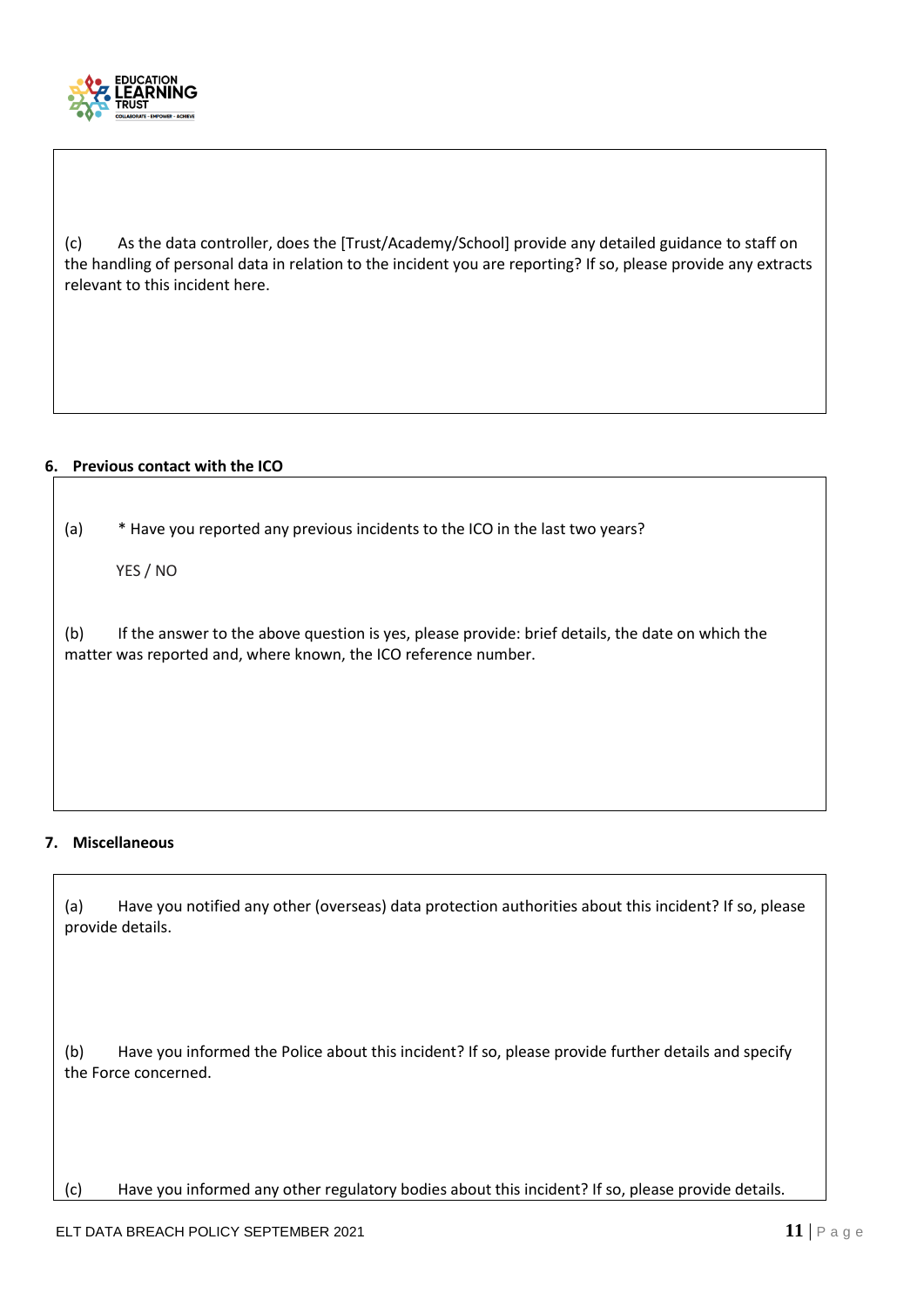(c) As the data controller, does the [Trust/Academy/School] provide any detailed guidance to staff on the handling of personal data in relation to the incident you are reporting? If so, please provide any extracts relevant to this incident here.

## 6. Previous contact with the ICO

(a) * Have you reported any previous incidents to the ICO in the last two years?

YES / NO

(b) If the answer to the above question is yes, please provide: brief details, the date on which the matter was reported and, where known, the ICO reference number.

## 7. Miscellaneous

(a) Have you notified any other (overseas) data protection authorities about this incident? If so, please provide details.

(b) Have you informed the Police about this incident? If so, please provide further details and specify the Force concerned.

(c) Have you informed any other regulatory bodies about this incident? If so, please provide details.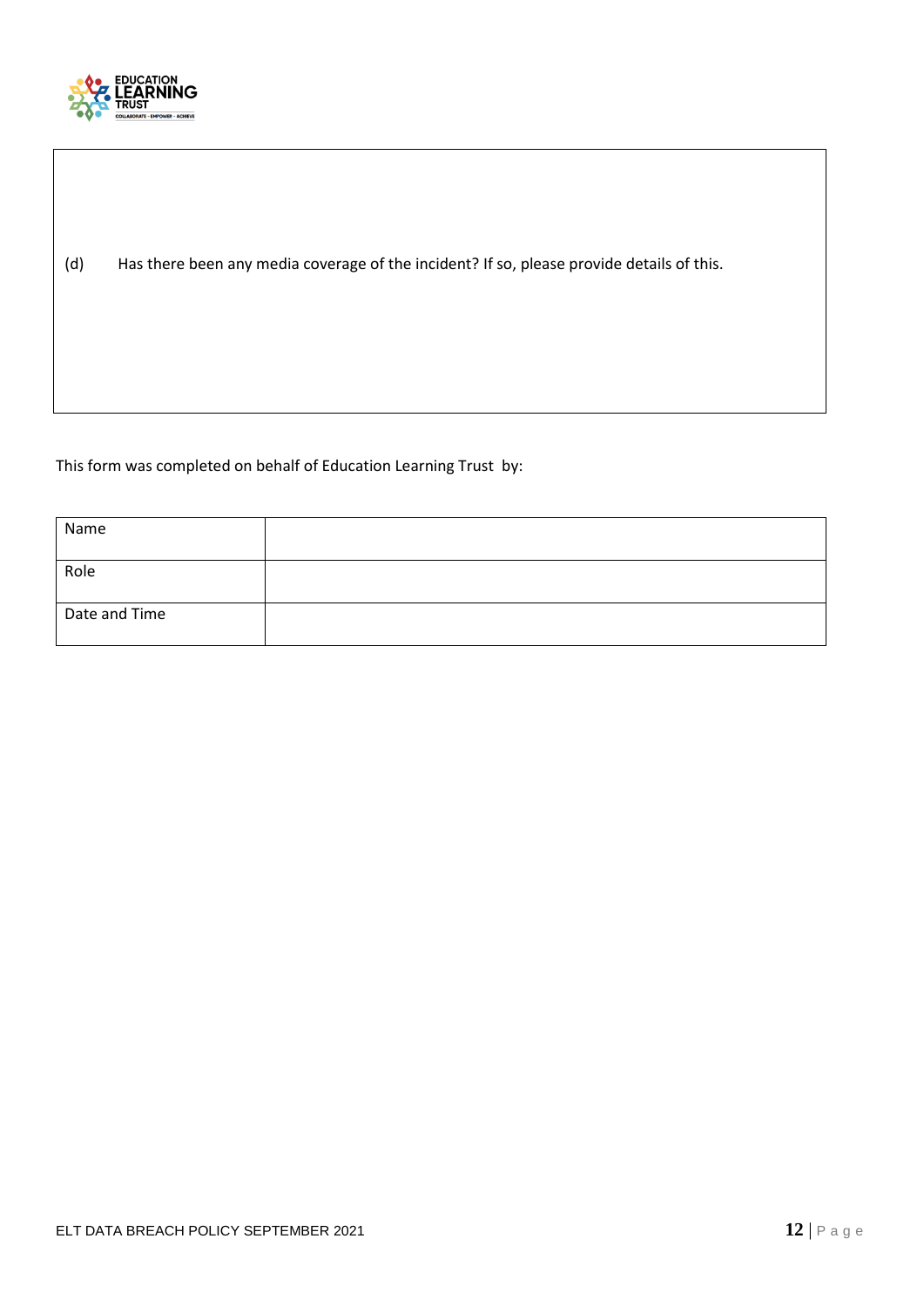(d) Has there been any media coverage of the incident? If so, please provide details of this.

This form was completed on behalf of Education Learning Trust by:

| Name | |
|---|---|
| Role | |
| Date and Time | |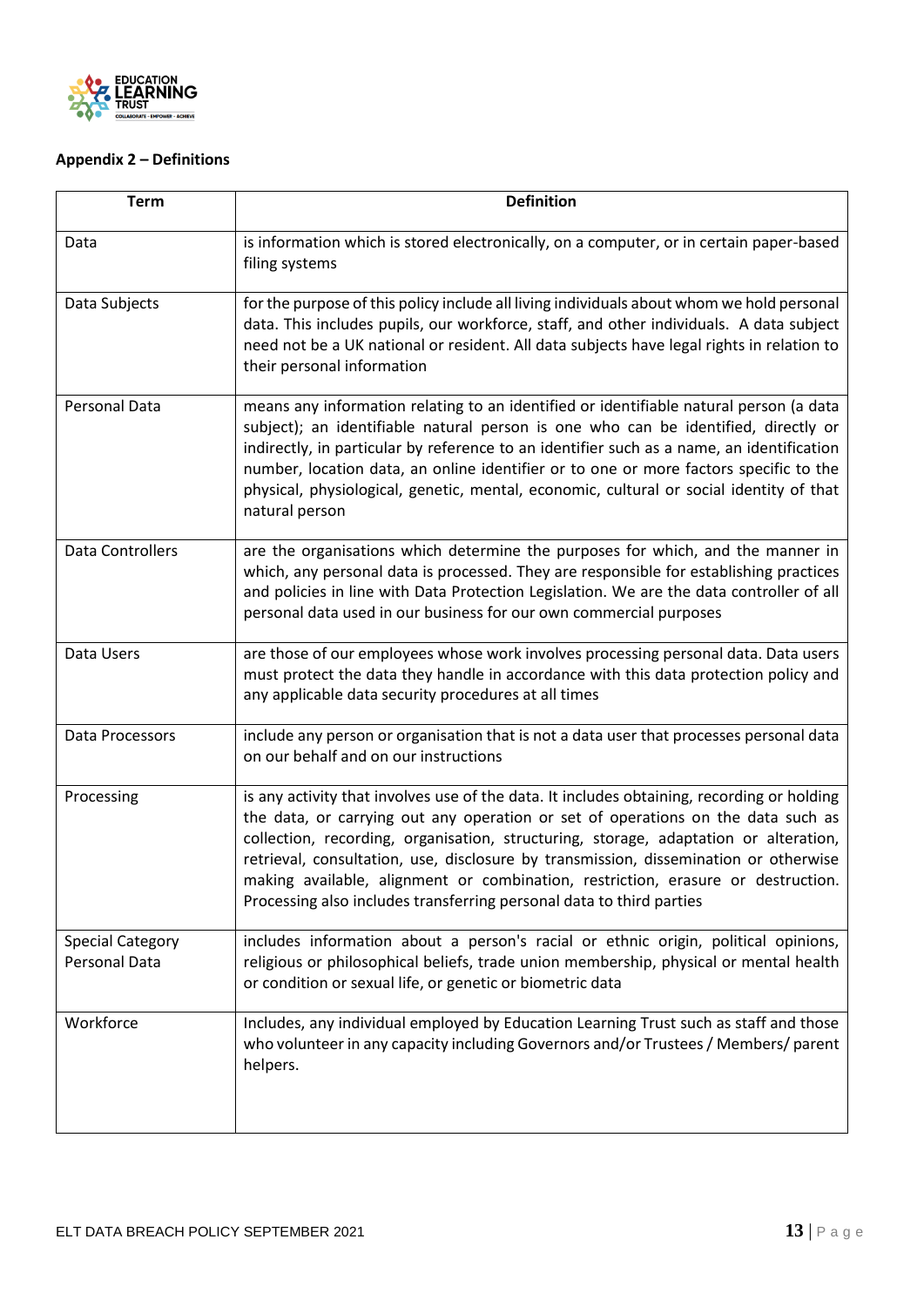**Appendix 2 – Definitions**

| Term | Definition |
|---|---|
| Data | is information which is stored electronically, on a computer, or in certain paper-based filing systems |
| Data Subjects | for the purpose of this policy include all living individuals about whom we hold personal data. This includes pupils, our workforce, staff, and other individuals. A data subject need not be a UK national or resident. All data subjects have legal rights in relation to their personal information |
| Personal Data | means any information relating to an identified or identifiable natural person (a data subject); an identifiable natural person is one who can be identified, directly or indirectly, in particular by reference to an identifier such as a name, an identification number, location data, an online identifier or to one or more factors specific to the physical, physiological, genetic, mental, economic, cultural or social identity of that natural person |
| Data Controllers | are the organisations which determine the purposes for which, and the manner in which, any personal data is processed. They are responsible for establishing practices and policies in line with Data Protection Legislation. We are the data controller of all personal data used in our business for our own commercial purposes |
| Data Users | are those of our employees whose work involves processing personal data. Data users must protect the data they handle in accordance with this data protection policy and any applicable data security procedures at all times |
| Data Processors | include any person or organisation that is not a data user that processes personal data on our behalf and on our instructions |
| Processing | is any activity that involves use of the data. It includes obtaining, recording or holding the data, or carrying out any operation or set of operations on the data such as collection, recording, organisation, structuring, storage, adaptation or alteration, retrieval, consultation, use, disclosure by transmission, dissemination or otherwise making available, alignment or combination, restriction, erasure or destruction. Processing also includes transferring personal data to third parties |
| Special Category Personal Data | includes information about a person's racial or ethnic origin, political opinions, religious or philosophical beliefs, trade union membership, physical or mental health or condition or sexual life, or genetic or biometric data |
| Workforce | Includes, any individual employed by Education Learning Trust such as staff and those who volunteer in any capacity including Governors and/or Trustees / Members/ parent helpers. |